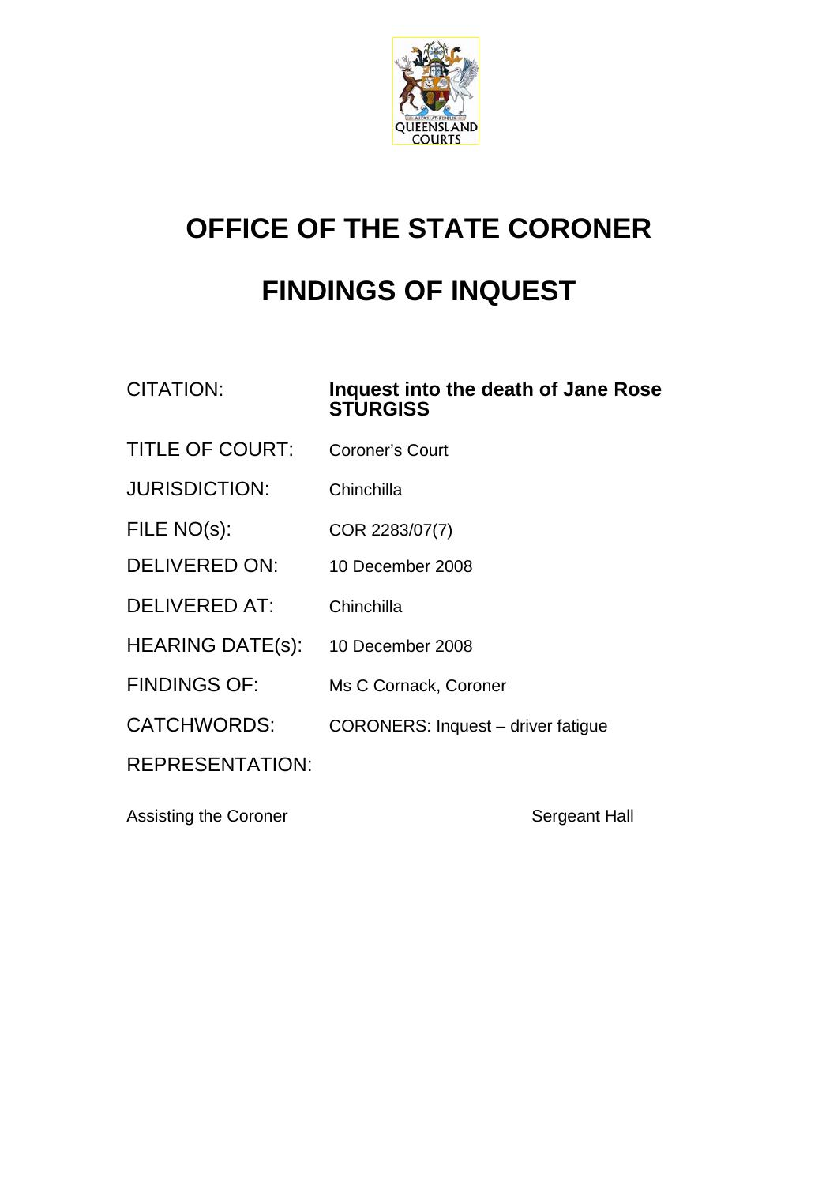# OFFICE OF THE STATE CORONER

# FINDINGS OF INQUEST

| | |
|---|---|
| CITATION: | **Inquest into the death of Jane Rose STURGISS** |
| TITLE OF COURT: | Coroner's Court |
| JURISDICTION: | Chinchilla |
| FILE NO(s): | COR 2283/07(7) |
| DELIVERED ON: | 10 December 2008 |
| DELIVERED AT: | Chinchilla |
| HEARING DATE(s): | 10 December 2008 |
| FINDINGS OF: | Ms C Cornack, Coroner |
| CATCHWORDS: | CORONERS: Inquest – driver fatigue |
| REPRESENTATION: | |

Assisting the Coroner — Sergeant Hall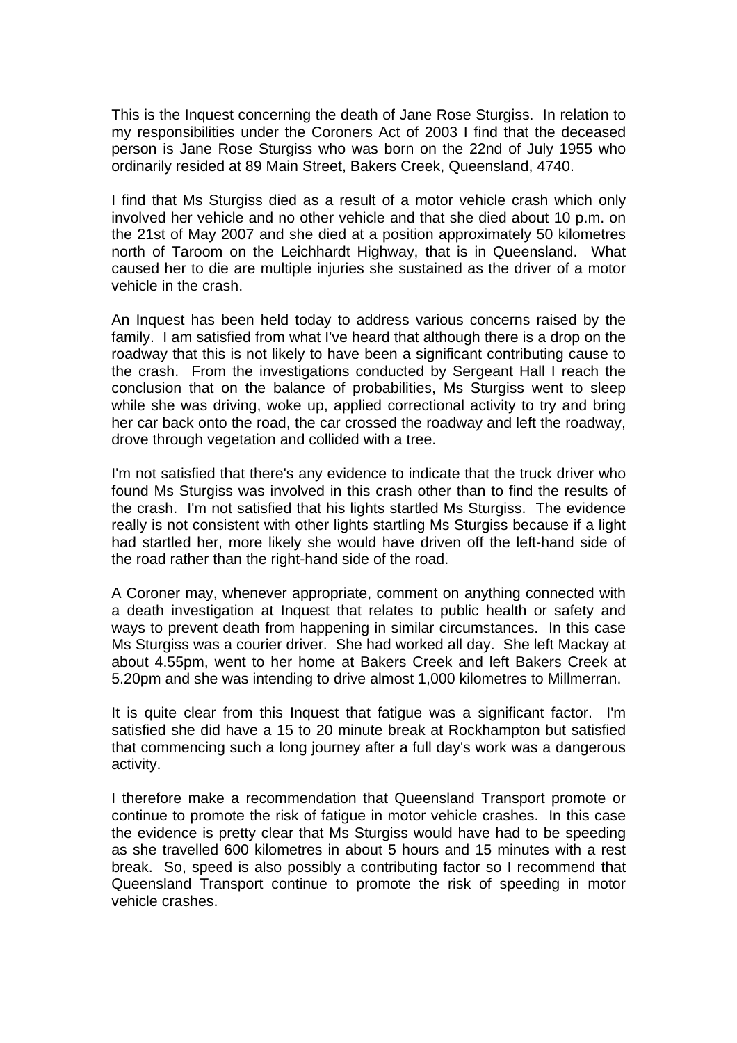This is the Inquest concerning the death of Jane Rose Sturgiss. In relation to my responsibilities under the Coroners Act of 2003 I find that the deceased person is Jane Rose Sturgiss who was born on the 22nd of July 1955 who ordinarily resided at 89 Main Street, Bakers Creek, Queensland, 4740.

I find that Ms Sturgiss died as a result of a motor vehicle crash which only involved her vehicle and no other vehicle and that she died about 10 p.m. on the 21st of May 2007 and she died at a position approximately 50 kilometres north of Taroom on the Leichhardt Highway, that is in Queensland. What caused her to die are multiple injuries she sustained as the driver of a motor vehicle in the crash.

An Inquest has been held today to address various concerns raised by the family. I am satisfied from what I've heard that although there is a drop on the roadway that this is not likely to have been a significant contributing cause to the crash. From the investigations conducted by Sergeant Hall I reach the conclusion that on the balance of probabilities, Ms Sturgiss went to sleep while she was driving, woke up, applied correctional activity to try and bring her car back onto the road, the car crossed the roadway and left the roadway, drove through vegetation and collided with a tree.

I'm not satisfied that there's any evidence to indicate that the truck driver who found Ms Sturgiss was involved in this crash other than to find the results of the crash. I'm not satisfied that his lights startled Ms Sturgiss. The evidence really is not consistent with other lights startling Ms Sturgiss because if a light had startled her, more likely she would have driven off the left-hand side of the road rather than the right-hand side of the road.

A Coroner may, whenever appropriate, comment on anything connected with a death investigation at Inquest that relates to public health or safety and ways to prevent death from happening in similar circumstances. In this case Ms Sturgiss was a courier driver. She had worked all day. She left Mackay at about 4.55pm, went to her home at Bakers Creek and left Bakers Creek at 5.20pm and she was intending to drive almost 1,000 kilometres to Millmerran.

It is quite clear from this Inquest that fatigue was a significant factor. I'm satisfied she did have a 15 to 20 minute break at Rockhampton but satisfied that commencing such a long journey after a full day's work was a dangerous activity.

I therefore make a recommendation that Queensland Transport promote or continue to promote the risk of fatigue in motor vehicle crashes. In this case the evidence is pretty clear that Ms Sturgiss would have had to be speeding as she travelled 600 kilometres in about 5 hours and 15 minutes with a rest break. So, speed is also possibly a contributing factor so I recommend that Queensland Transport continue to promote the risk of speeding in motor vehicle crashes.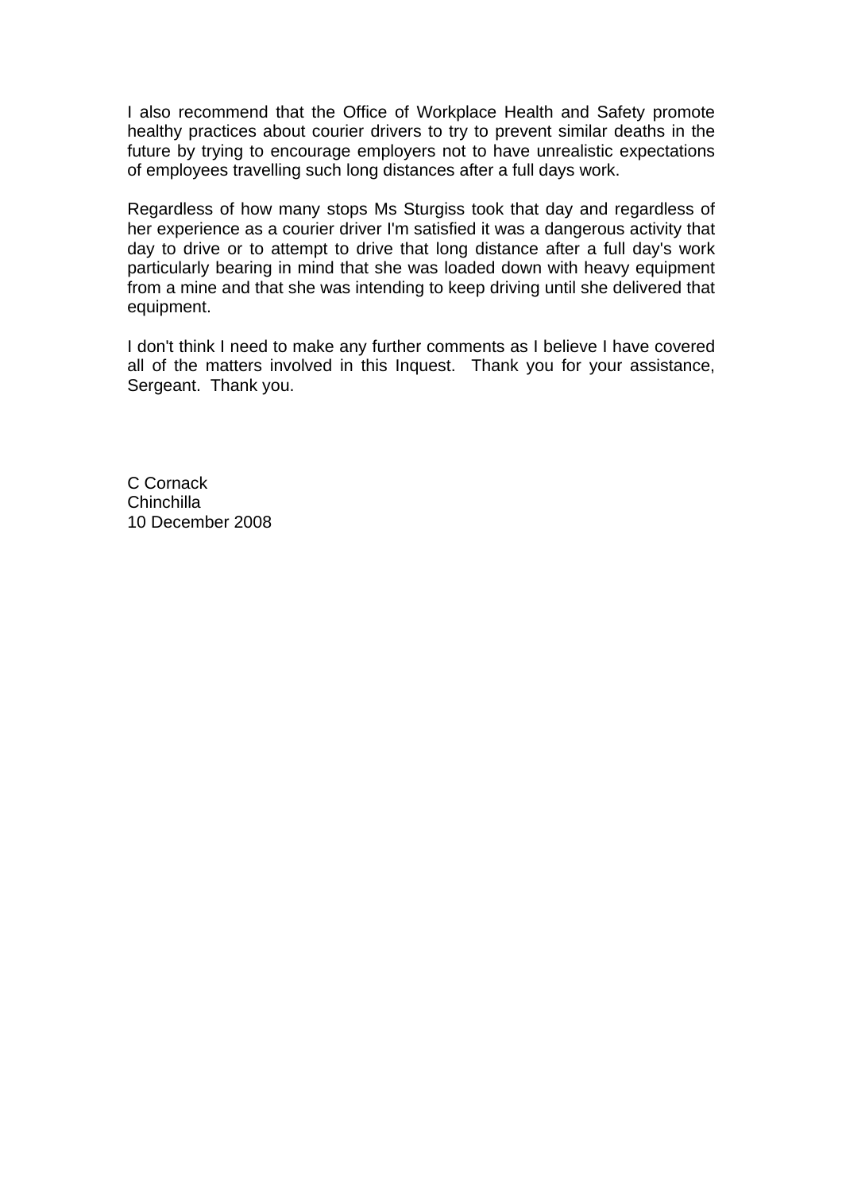I also recommend that the Office of Workplace Health and Safety promote healthy practices about courier drivers to try to prevent similar deaths in the future by trying to encourage employers not to have unrealistic expectations of employees travelling such long distances after a full days work.

Regardless of how many stops Ms Sturgiss took that day and regardless of her experience as a courier driver I'm satisfied it was a dangerous activity that day to drive or to attempt to drive that long distance after a full day's work particularly bearing in mind that she was loaded down with heavy equipment from a mine and that she was intending to keep driving until she delivered that equipment.

I don't think I need to make any further comments as I believe I have covered all of the matters involved in this Inquest. Thank you for your assistance, Sergeant. Thank you.

C Cornack  
Chinchilla  
10 December 2008